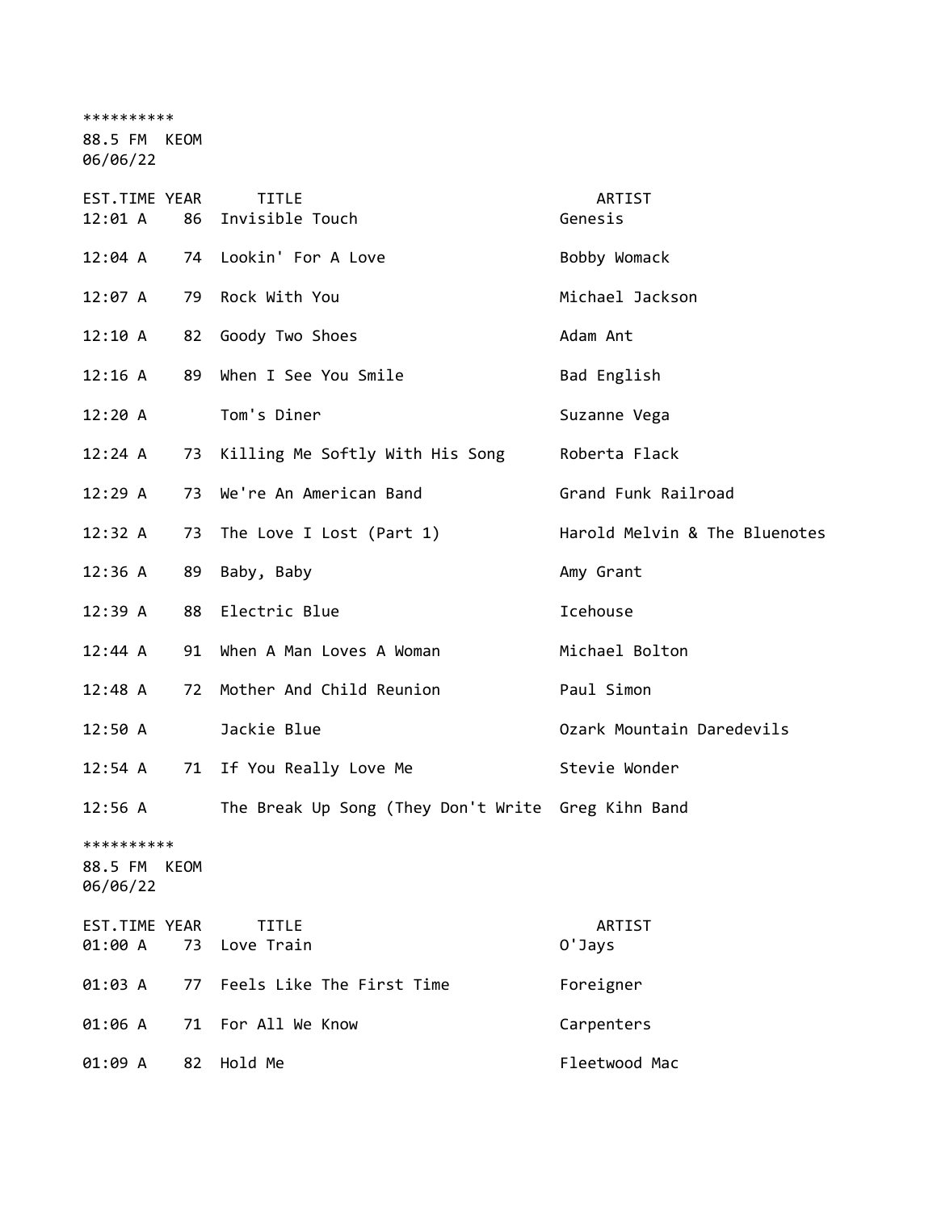**********
88.5 FM KEOM
06/06/22

| EST.TIME | YEAR | TITLE | ARTIST |
|---|---|---|---|
| 12:01 A | 86 | Invisible Touch | Genesis |
| 12:04 A | 74 | Lookin' For A Love | Bobby Womack |
| 12:07 A | 79 | Rock With You | Michael Jackson |
| 12:10 A | 82 | Goody Two Shoes | Adam Ant |
| 12:16 A | 89 | When I See You Smile | Bad English |
| 12:20 A | | Tom's Diner | Suzanne Vega |
| 12:24 A | 73 | Killing Me Softly With His Song | Roberta Flack |
| 12:29 A | 73 | We're An American Band | Grand Funk Railroad |
| 12:32 A | 73 | The Love I Lost (Part 1) | Harold Melvin & The Bluenotes |
| 12:36 A | 89 | Baby, Baby | Amy Grant |
| 12:39 A | 88 | Electric Blue | Icehouse |
| 12:44 A | 91 | When A Man Loves A Woman | Michael Bolton |
| 12:48 A | 72 | Mother And Child Reunion | Paul Simon |
| 12:50 A | | Jackie Blue | Ozark Mountain Daredevils |
| 12:54 A | 71 | If You Really Love Me | Stevie Wonder |
| 12:56 A | | The Break Up Song (They Don't Write | Greg Kihn Band |

**********
88.5 FM KEOM
06/06/22

| EST.TIME | YEAR | TITLE | ARTIST |
|---|---|---|---|
| 01:00 A | 73 | Love Train | O'Jays |
| 01:03 A | 77 | Feels Like The First Time | Foreigner |
| 01:06 A | 71 | For All We Know | Carpenters |
| 01:09 A | 82 | Hold Me | Fleetwood Mac |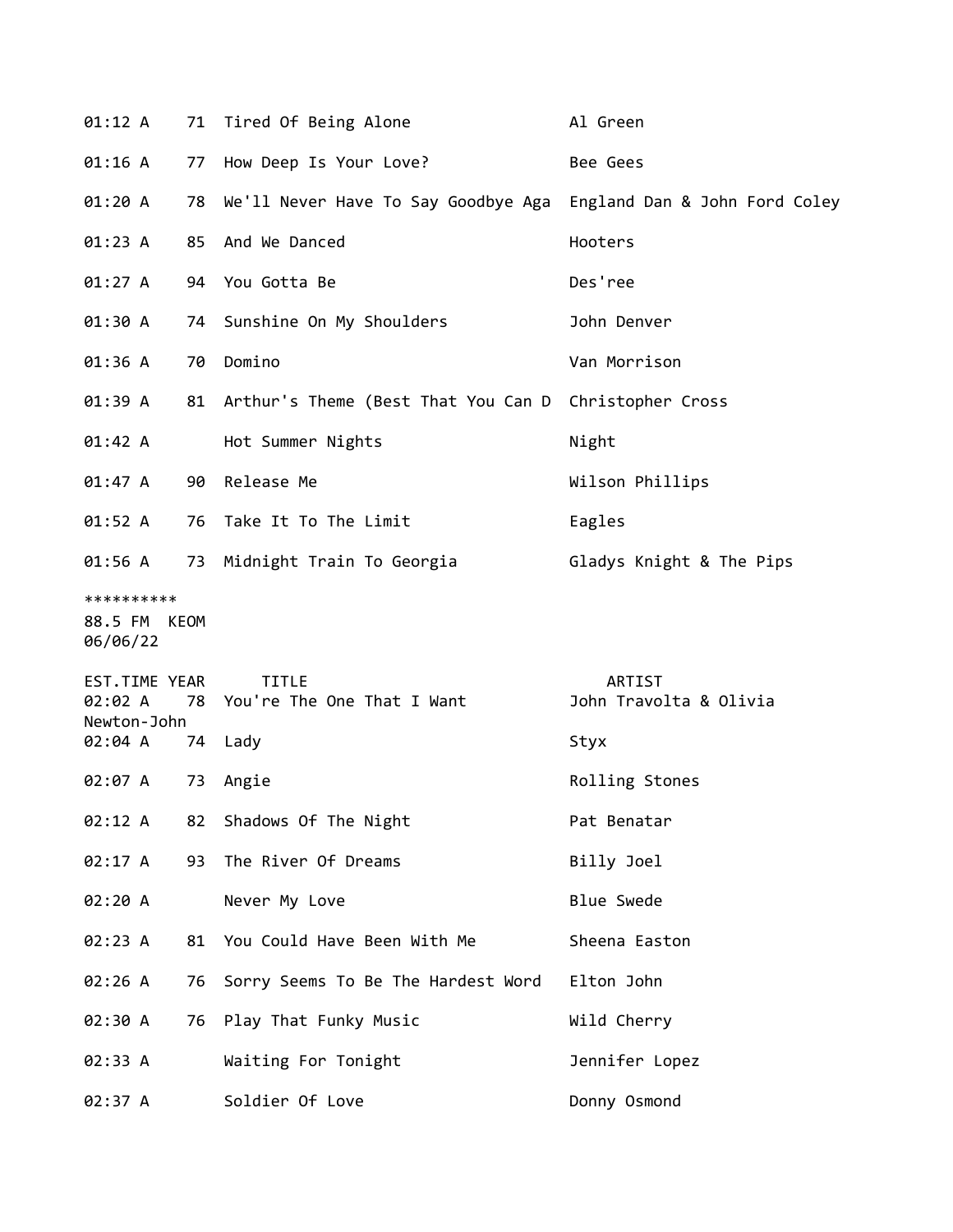| EST.TIME | YEAR | TITLE | ARTIST |
|---|---|---|---|
| 01:12 A | 71 | Tired Of Being Alone | Al Green |
| 01:16 A | 77 | How Deep Is Your Love? | Bee Gees |
| 01:20 A | 78 | We'll Never Have To Say Goodbye Aga | England Dan & John Ford Coley |
| 01:23 A | 85 | And We Danced | Hooters |
| 01:27 A | 94 | You Gotta Be | Des'ree |
| 01:30 A | 74 | Sunshine On My Shoulders | John Denver |
| 01:36 A | 70 | Domino | Van Morrison |
| 01:39 A | 81 | Arthur's Theme (Best That You Can D | Christopher Cross |
| 01:42 A | | Hot Summer Nights | Night |
| 01:47 A | 90 | Release Me | Wilson Phillips |
| 01:52 A | 76 | Take It To The Limit | Eagles |
| 01:56 A | 73 | Midnight Train To Georgia | Gladys Knight & The Pips |

**********
88.5 FM KEOM
06/06/22

| EST.TIME | YEAR | TITLE | ARTIST |
|---|---|---|---|
| 02:02 A | 78 | You're The One That I Want | John Travolta & Olivia Newton-John |
| 02:04 A | 74 | Lady | Styx |
| 02:07 A | 73 | Angie | Rolling Stones |
| 02:12 A | 82 | Shadows Of The Night | Pat Benatar |
| 02:17 A | 93 | The River Of Dreams | Billy Joel |
| 02:20 A | | Never My Love | Blue Swede |
| 02:23 A | 81 | You Could Have Been With Me | Sheena Easton |
| 02:26 A | 76 | Sorry Seems To Be The Hardest Word | Elton John |
| 02:30 A | 76 | Play That Funky Music | Wild Cherry |
| 02:33 A | | Waiting For Tonight | Jennifer Lopez |
| 02:37 A | | Soldier Of Love | Donny Osmond |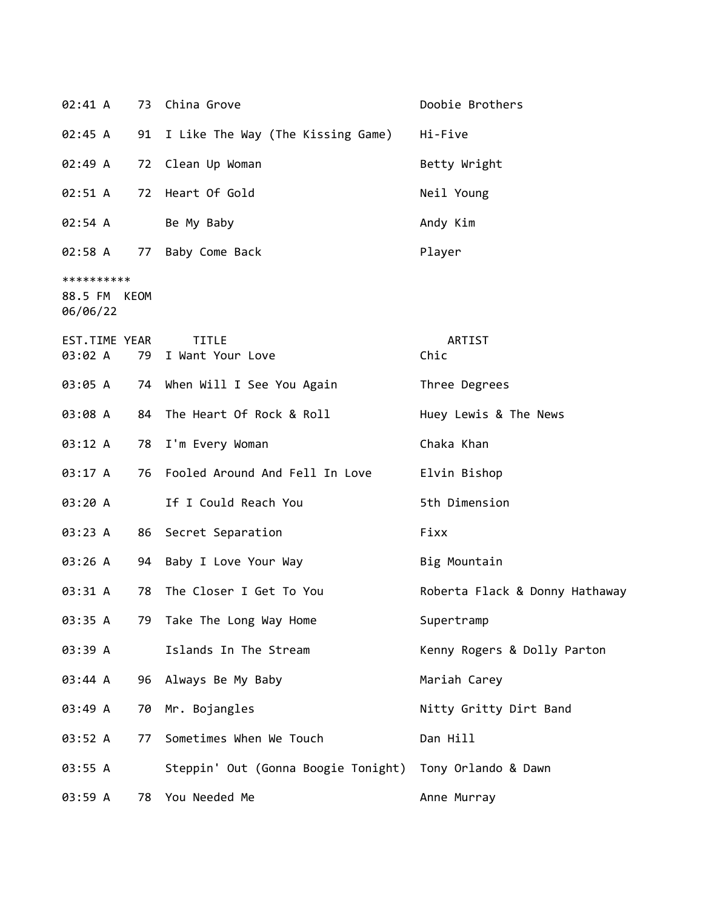| EST.TIME | YEAR | TITLE | ARTIST |
|---|---|---|---|
| 02:41 A | 73 | China Grove | Doobie Brothers |
| 02:45 A | 91 | I Like The Way (The Kissing Game) | Hi-Five |
| 02:49 A | 72 | Clean Up Woman | Betty Wright |
| 02:51 A | 72 | Heart Of Gold | Neil Young |
| 02:54 A | | Be My Baby | Andy Kim |
| 02:58 A | 77 | Baby Come Back | Player |

**********
88.5 FM KEOM
06/06/22

| EST.TIME | YEAR | TITLE | ARTIST |
|---|---|---|---|
| 03:02 A | 79 | I Want Your Love | Chic |
| 03:05 A | 74 | When Will I See You Again | Three Degrees |
| 03:08 A | 84 | The Heart Of Rock & Roll | Huey Lewis & The News |
| 03:12 A | 78 | I'm Every Woman | Chaka Khan |
| 03:17 A | 76 | Fooled Around And Fell In Love | Elvin Bishop |
| 03:20 A | | If I Could Reach You | 5th Dimension |
| 03:23 A | 86 | Secret Separation | Fixx |
| 03:26 A | 94 | Baby I Love Your Way | Big Mountain |
| 03:31 A | 78 | The Closer I Get To You | Roberta Flack & Donny Hathaway |
| 03:35 A | 79 | Take The Long Way Home | Supertramp |
| 03:39 A | | Islands In The Stream | Kenny Rogers & Dolly Parton |
| 03:44 A | 96 | Always Be My Baby | Mariah Carey |
| 03:49 A | 70 | Mr. Bojangles | Nitty Gritty Dirt Band |
| 03:52 A | 77 | Sometimes When We Touch | Dan Hill |
| 03:55 A | | Steppin' Out (Gonna Boogie Tonight) | Tony Orlando & Dawn |
| 03:59 A | 78 | You Needed Me | Anne Murray |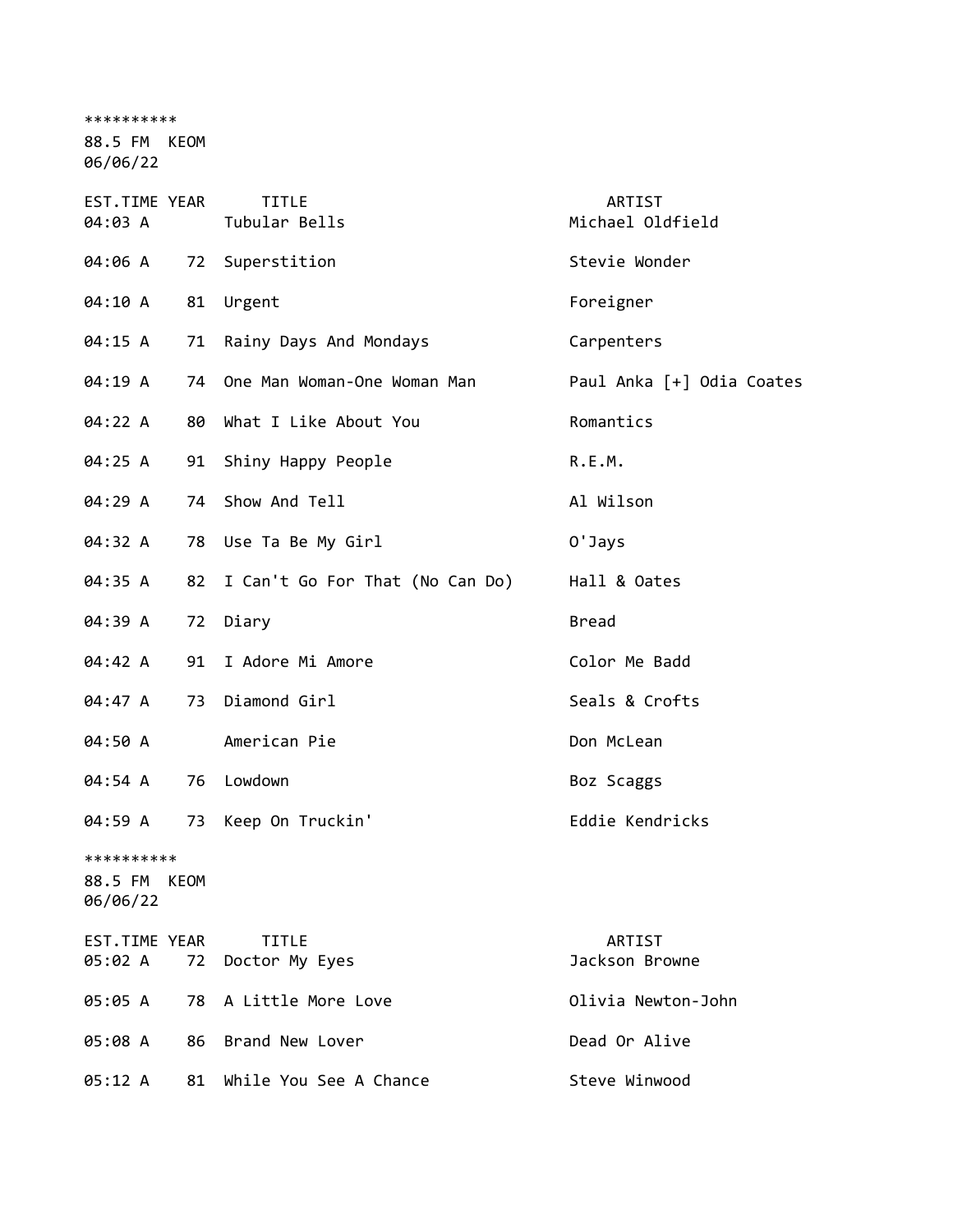**********
88.5 FM  KEOM
06/06/22

| EST.TIME | YEAR | TITLE | ARTIST |
| --- | --- | --- | --- |
| 04:03 A | | Tubular Bells | Michael Oldfield |
| 04:06 A | 72 | Superstition | Stevie Wonder |
| 04:10 A | 81 | Urgent | Foreigner |
| 04:15 A | 71 | Rainy Days And Mondays | Carpenters |
| 04:19 A | 74 | One Man Woman-One Woman Man | Paul Anka [+] Odia Coates |
| 04:22 A | 80 | What I Like About You | Romantics |
| 04:25 A | 91 | Shiny Happy People | R.E.M. |
| 04:29 A | 74 | Show And Tell | Al Wilson |
| 04:32 A | 78 | Use Ta Be My Girl | O'Jays |
| 04:35 A | 82 | I Can't Go For That (No Can Do) | Hall & Oates |
| 04:39 A | 72 | Diary | Bread |
| 04:42 A | 91 | I Adore Mi Amore | Color Me Badd |
| 04:47 A | 73 | Diamond Girl | Seals & Crofts |
| 04:50 A | | American Pie | Don McLean |
| 04:54 A | 76 | Lowdown | Boz Scaggs |
| 04:59 A | 73 | Keep On Truckin' | Eddie Kendricks |

**********
88.5 FM  KEOM
06/06/22

| EST.TIME | YEAR | TITLE | ARTIST |
| --- | --- | --- | --- |
| 05:02 A | 72 | Doctor My Eyes | Jackson Browne |
| 05:05 A | 78 | A Little More Love | Olivia Newton-John |
| 05:08 A | 86 | Brand New Lover | Dead Or Alive |
| 05:12 A | 81 | While You See A Chance | Steve Winwood |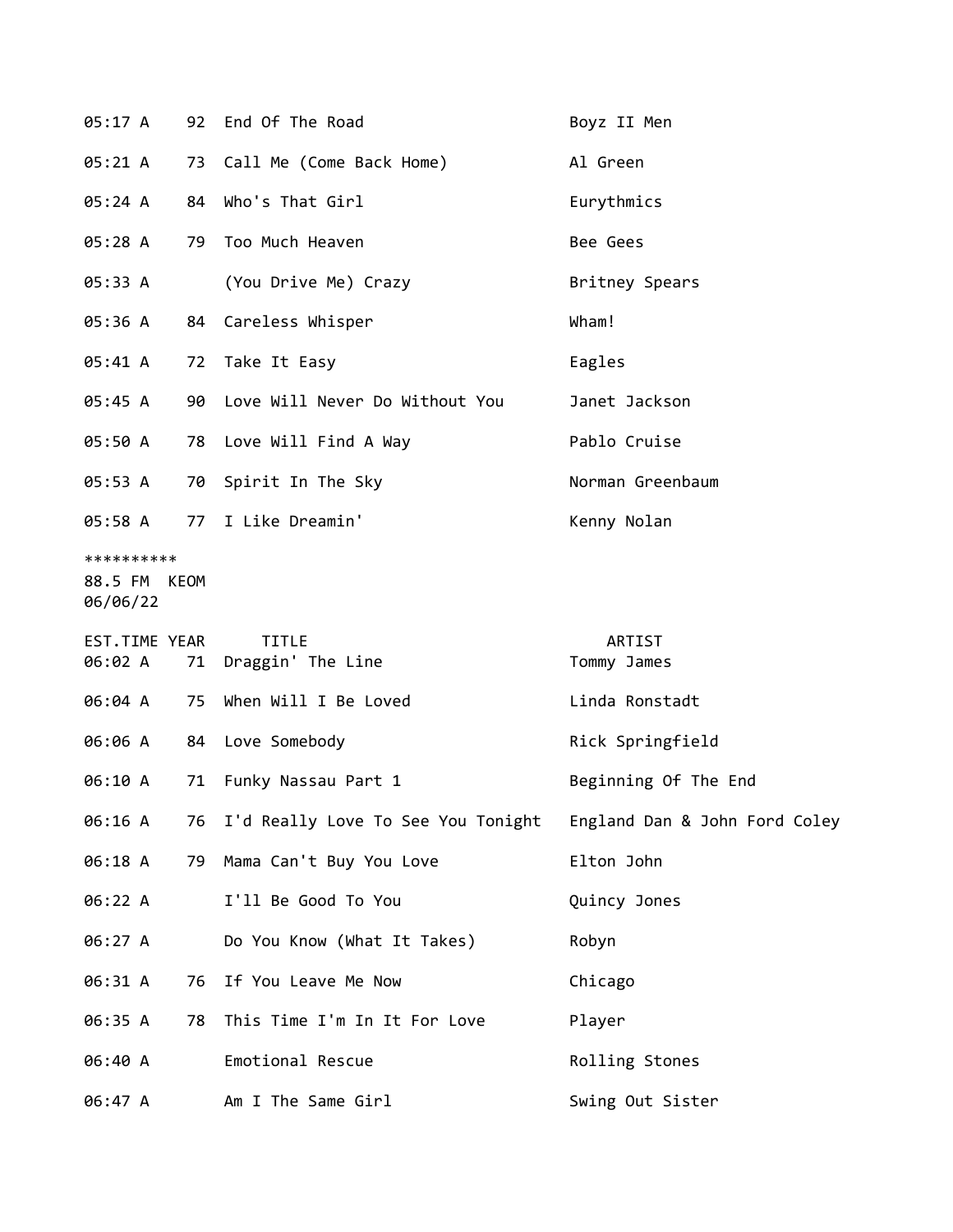| EST.TIME | YEAR | TITLE | ARTIST |
|---|---|---|---|
| 05:17 A | 92 | End Of The Road | Boyz II Men |
| 05:21 A | 73 | Call Me (Come Back Home) | Al Green |
| 05:24 A | 84 | Who's That Girl | Eurythmics |
| 05:28 A | 79 | Too Much Heaven | Bee Gees |
| 05:33 A | | (You Drive Me) Crazy | Britney Spears |
| 05:36 A | 84 | Careless Whisper | Wham! |
| 05:41 A | 72 | Take It Easy | Eagles |
| 05:45 A | 90 | Love Will Never Do Without You | Janet Jackson |
| 05:50 A | 78 | Love Will Find A Way | Pablo Cruise |
| 05:53 A | 70 | Spirit In The Sky | Norman Greenbaum |
| 05:58 A | 77 | I Like Dreamin' | Kenny Nolan |

**********
88.5 FM KEOM
06/06/22

| EST.TIME | YEAR | TITLE | ARTIST |
|---|---|---|---|
| 06:02 A | 71 | Draggin' The Line | Tommy James |
| 06:04 A | 75 | When Will I Be Loved | Linda Ronstadt |
| 06:06 A | 84 | Love Somebody | Rick Springfield |
| 06:10 A | 71 | Funky Nassau Part 1 | Beginning Of The End |
| 06:16 A | 76 | I'd Really Love To See You Tonight | England Dan & John Ford Coley |
| 06:18 A | 79 | Mama Can't Buy You Love | Elton John |
| 06:22 A | | I'll Be Good To You | Quincy Jones |
| 06:27 A | | Do You Know (What It Takes) | Robyn |
| 06:31 A | 76 | If You Leave Me Now | Chicago |
| 06:35 A | 78 | This Time I'm In It For Love | Player |
| 06:40 A | | Emotional Rescue | Rolling Stones |
| 06:47 A | | Am I The Same Girl | Swing Out Sister |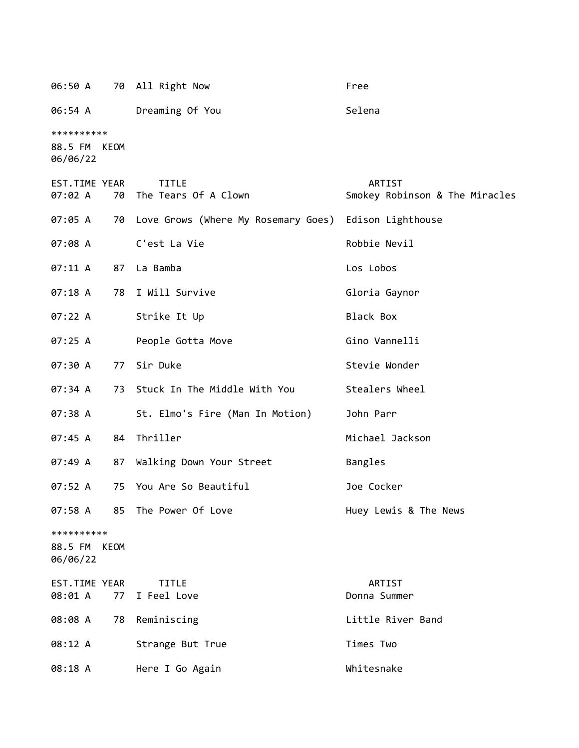| EST.TIME | YEAR | TITLE | ARTIST |
|---|---|---|---|
| 06:50 A | 70 | All Right Now | Free |
| 06:54 A | | Dreaming Of You | Selena |

**********
88.5 FM KEOM
06/06/22

| EST.TIME | YEAR | TITLE | ARTIST |
|---|---|---|---|
| 07:02 A | 70 | The Tears Of A Clown | Smokey Robinson & The Miracles |
| 07:05 A | 70 | Love Grows (Where My Rosemary Goes) | Edison Lighthouse |
| 07:08 A | | C'est La Vie | Robbie Nevil |
| 07:11 A | 87 | La Bamba | Los Lobos |
| 07:18 A | 78 | I Will Survive | Gloria Gaynor |
| 07:22 A | | Strike It Up | Black Box |
| 07:25 A | | People Gotta Move | Gino Vannelli |
| 07:30 A | 77 | Sir Duke | Stevie Wonder |
| 07:34 A | 73 | Stuck In The Middle With You | Stealers Wheel |
| 07:38 A | | St. Elmo's Fire (Man In Motion) | John Parr |
| 07:45 A | 84 | Thriller | Michael Jackson |
| 07:49 A | 87 | Walking Down Your Street | Bangles |
| 07:52 A | 75 | You Are So Beautiful | Joe Cocker |
| 07:58 A | 85 | The Power Of Love | Huey Lewis & The News |

**********
88.5 FM KEOM
06/06/22

| EST.TIME | YEAR | TITLE | ARTIST |
|---|---|---|---|
| 08:01 A | 77 | I Feel Love | Donna Summer |
| 08:08 A | 78 | Reminiscing | Little River Band |
| 08:12 A | | Strange But True | Times Two |
| 08:18 A | | Here I Go Again | Whitesnake |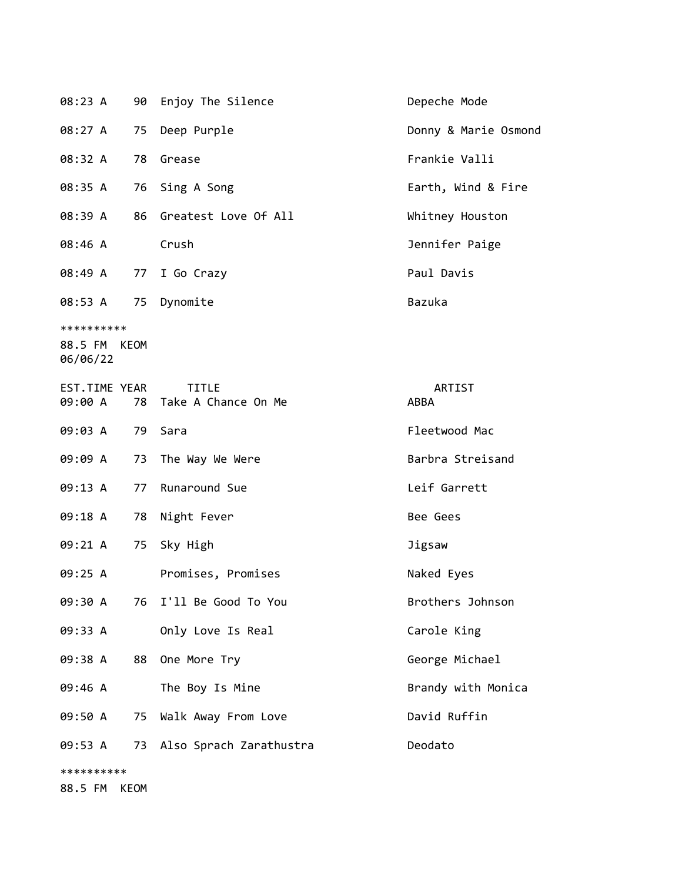| | | | |
|---|---|---|---|
| 08:23 A | 90 | Enjoy The Silence | Depeche Mode |
| 08:27 A | 75 | Deep Purple | Donny & Marie Osmond |
| 08:32 A | 78 | Grease | Frankie Valli |
| 08:35 A | 76 | Sing A Song | Earth, Wind & Fire |
| 08:39 A | 86 | Greatest Love Of All | Whitney Houston |
| 08:46 A | | Crush | Jennifer Paige |
| 08:49 A | 77 | I Go Crazy | Paul Davis |
| 08:53 A | 75 | Dynomite | Bazuka |

**********
88.5 FM KEOM
06/06/22

| EST.TIME | YEAR | TITLE | ARTIST |
|---|---|---|---|
| 09:00 A | 78 | Take A Chance On Me | ABBA |
| 09:03 A | 79 | Sara | Fleetwood Mac |
| 09:09 A | 73 | The Way We Were | Barbra Streisand |
| 09:13 A | 77 | Runaround Sue | Leif Garrett |
| 09:18 A | 78 | Night Fever | Bee Gees |
| 09:21 A | 75 | Sky High | Jigsaw |
| 09:25 A | | Promises, Promises | Naked Eyes |
| 09:30 A | 76 | I'll Be Good To You | Brothers Johnson |
| 09:33 A | | Only Love Is Real | Carole King |
| 09:38 A | 88 | One More Try | George Michael |
| 09:46 A | | The Boy Is Mine | Brandy with Monica |
| 09:50 A | 75 | Walk Away From Love | David Ruffin |
| 09:53 A | 73 | Also Sprach Zarathustra | Deodato |

**********
88.5 FM KEOM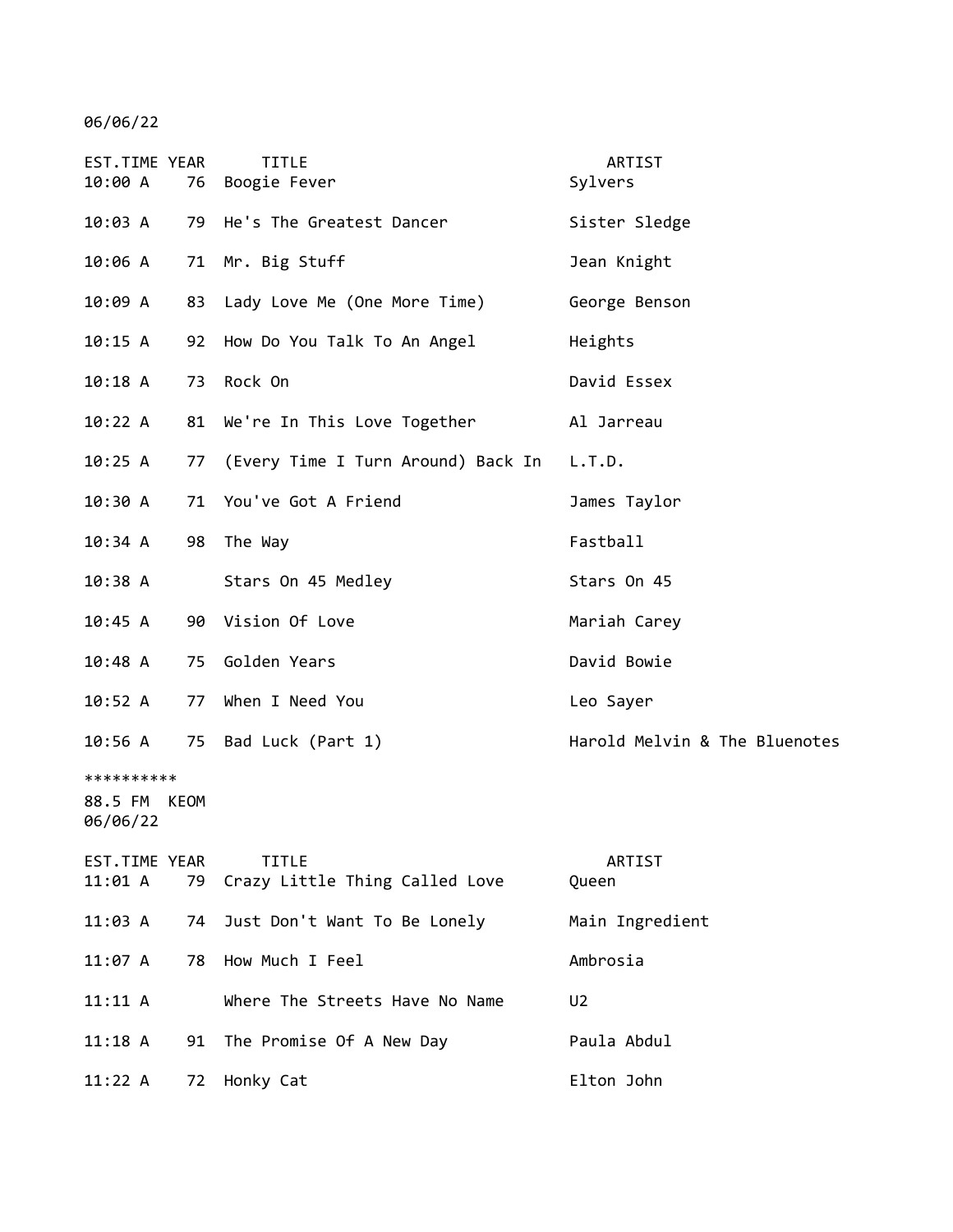06/06/22

| EST.TIME | YEAR | TITLE | ARTIST |
|---|---|---|---|
| 10:00 A | 76 | Boogie Fever | Sylvers |
| 10:03 A | 79 | He's The Greatest Dancer | Sister Sledge |
| 10:06 A | 71 | Mr. Big Stuff | Jean Knight |
| 10:09 A | 83 | Lady Love Me (One More Time) | George Benson |
| 10:15 A | 92 | How Do You Talk To An Angel | Heights |
| 10:18 A | 73 | Rock On | David Essex |
| 10:22 A | 81 | We're In This Love Together | Al Jarreau |
| 10:25 A | 77 | (Every Time I Turn Around) Back In | L.T.D. |
| 10:30 A | 71 | You've Got A Friend | James Taylor |
| 10:34 A | 98 | The Way | Fastball |
| 10:38 A | | Stars On 45 Medley | Stars On 45 |
| 10:45 A | 90 | Vision Of Love | Mariah Carey |
| 10:48 A | 75 | Golden Years | David Bowie |
| 10:52 A | 77 | When I Need You | Leo Sayer |
| 10:56 A | 75 | Bad Luck (Part 1) | Harold Melvin & The Bluenotes |

**********

88.5 FM KEOM
06/06/22

| EST.TIME | YEAR | TITLE | ARTIST |
|---|---|---|---|
| 11:01 A | 79 | Crazy Little Thing Called Love | Queen |
| 11:03 A | 74 | Just Don't Want To Be Lonely | Main Ingredient |
| 11:07 A | 78 | How Much I Feel | Ambrosia |
| 11:11 A | | Where The Streets Have No Name | U2 |
| 11:18 A | 91 | The Promise Of A New Day | Paula Abdul |
| 11:22 A | 72 | Honky Cat | Elton John |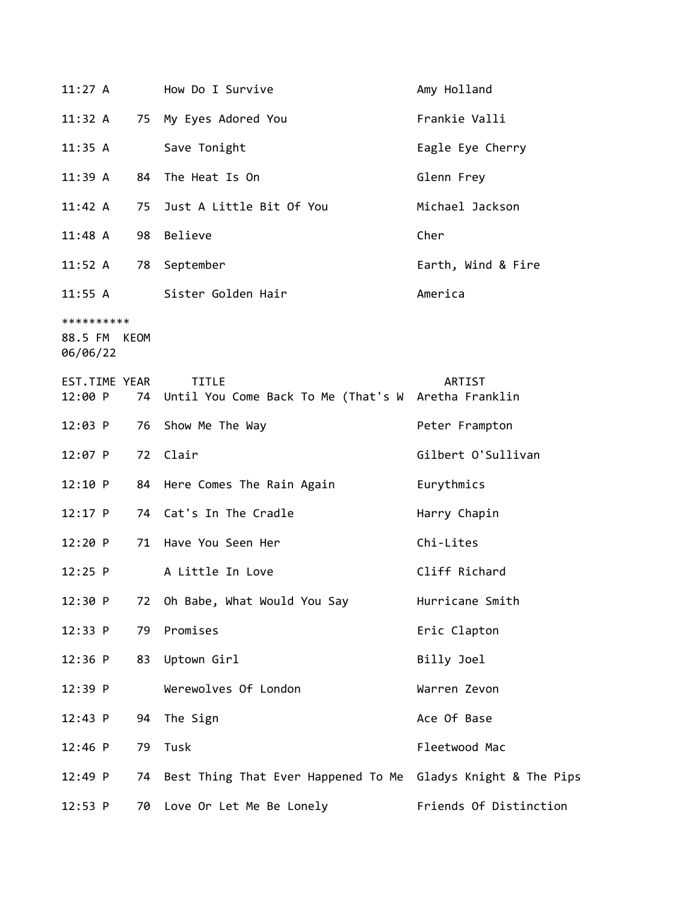| EST.TIME | YEAR | TITLE | ARTIST |
|---|---|---|---|
| 11:27 A | | How Do I Survive | Amy Holland |
| 11:32 A | 75 | My Eyes Adored You | Frankie Valli |
| 11:35 A | | Save Tonight | Eagle Eye Cherry |
| 11:39 A | 84 | The Heat Is On | Glenn Frey |
| 11:42 A | 75 | Just A Little Bit Of You | Michael Jackson |
| 11:48 A | 98 | Believe | Cher |
| 11:52 A | 78 | September | Earth, Wind & Fire |
| 11:55 A | | Sister Golden Hair | America |

**********
88.5 FM KEOM
06/06/22

| EST.TIME | YEAR | TITLE | ARTIST |
|---|---|---|---|
| 12:00 P | 74 | Until You Come Back To Me (That's W | Aretha Franklin |
| 12:03 P | 76 | Show Me The Way | Peter Frampton |
| 12:07 P | 72 | Clair | Gilbert O'Sullivan |
| 12:10 P | 84 | Here Comes The Rain Again | Eurythmics |
| 12:17 P | 74 | Cat's In The Cradle | Harry Chapin |
| 12:20 P | 71 | Have You Seen Her | Chi-Lites |
| 12:25 P | | A Little In Love | Cliff Richard |
| 12:30 P | 72 | Oh Babe, What Would You Say | Hurricane Smith |
| 12:33 P | 79 | Promises | Eric Clapton |
| 12:36 P | 83 | Uptown Girl | Billy Joel |
| 12:39 P | | Werewolves Of London | Warren Zevon |
| 12:43 P | 94 | The Sign | Ace Of Base |
| 12:46 P | 79 | Tusk | Fleetwood Mac |
| 12:49 P | 74 | Best Thing That Ever Happened To Me | Gladys Knight & The Pips |
| 12:53 P | 70 | Love Or Let Me Be Lonely | Friends Of Distinction |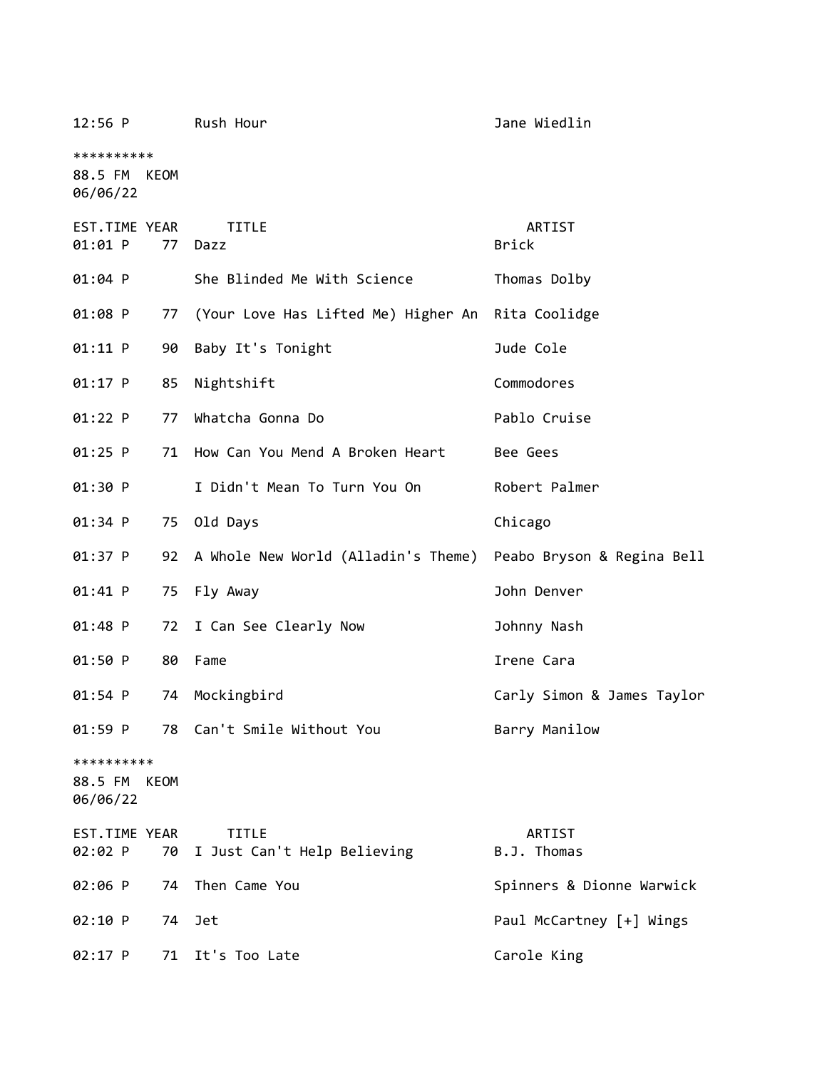| | | | |
|---|---|---|---|
| 12:56 P | | Rush Hour | Jane Wiedlin |

**********
88.5 FM KEOM
06/06/22

| EST.TIME | YEAR | TITLE | ARTIST |
|---|---|---|---|
| 01:01 P | 77 | Dazz | Brick |
| 01:04 P | | She Blinded Me With Science | Thomas Dolby |
| 01:08 P | 77 | (Your Love Has Lifted Me) Higher An | Rita Coolidge |
| 01:11 P | 90 | Baby It's Tonight | Jude Cole |
| 01:17 P | 85 | Nightshift | Commodores |
| 01:22 P | 77 | Whatcha Gonna Do | Pablo Cruise |
| 01:25 P | 71 | How Can You Mend A Broken Heart | Bee Gees |
| 01:30 P | | I Didn't Mean To Turn You On | Robert Palmer |
| 01:34 P | 75 | Old Days | Chicago |
| 01:37 P | 92 | A Whole New World (Alladin's Theme) | Peabo Bryson & Regina Bell |
| 01:41 P | 75 | Fly Away | John Denver |
| 01:48 P | 72 | I Can See Clearly Now | Johnny Nash |
| 01:50 P | 80 | Fame | Irene Cara |
| 01:54 P | 74 | Mockingbird | Carly Simon & James Taylor |
| 01:59 P | 78 | Can't Smile Without You | Barry Manilow |

**********
88.5 FM KEOM
06/06/22

| EST.TIME | YEAR | TITLE | ARTIST |
|---|---|---|---|
| 02:02 P | 70 | I Just Can't Help Believing | B.J. Thomas |
| 02:06 P | 74 | Then Came You | Spinners & Dionne Warwick |
| 02:10 P | 74 | Jet | Paul McCartney [+] Wings |
| 02:17 P | 71 | It's Too Late | Carole King |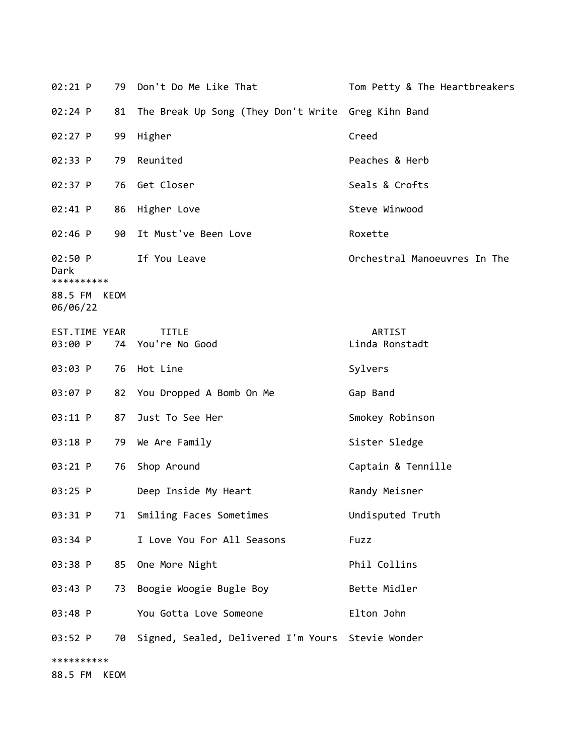| EST.TIME | YEAR | TITLE | ARTIST |
|---|---|---|---|
| 02:21 P | 79 | Don't Do Me Like That | Tom Petty & The Heartbreakers |
| 02:24 P | 81 | The Break Up Song (They Don't Write | Greg Kihn Band |
| 02:27 P | 99 | Higher | Creed |
| 02:33 P | 79 | Reunited | Peaches & Herb |
| 02:37 P | 76 | Get Closer | Seals & Crofts |
| 02:41 P | 86 | Higher Love | Steve Winwood |
| 02:46 P | 90 | It Must've Been Love | Roxette |
| 02:50 P | | If You Leave | Orchestral Manoeuvres In The Dark |

**********

88.5 FM KEOM
06/06/22

| EST.TIME | YEAR | TITLE | ARTIST |
|---|---|---|---|
| 03:00 P | 74 | You're No Good | Linda Ronstadt |
| 03:03 P | 76 | Hot Line | Sylvers |
| 03:07 P | 82 | You Dropped A Bomb On Me | Gap Band |
| 03:11 P | 87 | Just To See Her | Smokey Robinson |
| 03:18 P | 79 | We Are Family | Sister Sledge |
| 03:21 P | 76 | Shop Around | Captain & Tennille |
| 03:25 P | | Deep Inside My Heart | Randy Meisner |
| 03:31 P | 71 | Smiling Faces Sometimes | Undisputed Truth |
| 03:34 P | | I Love You For All Seasons | Fuzz |
| 03:38 P | 85 | One More Night | Phil Collins |
| 03:43 P | 73 | Boogie Woogie Bugle Boy | Bette Midler |
| 03:48 P | | You Gotta Love Someone | Elton John |
| 03:52 P | 70 | Signed, Sealed, Delivered I'm Yours | Stevie Wonder |

**********

88.5 FM KEOM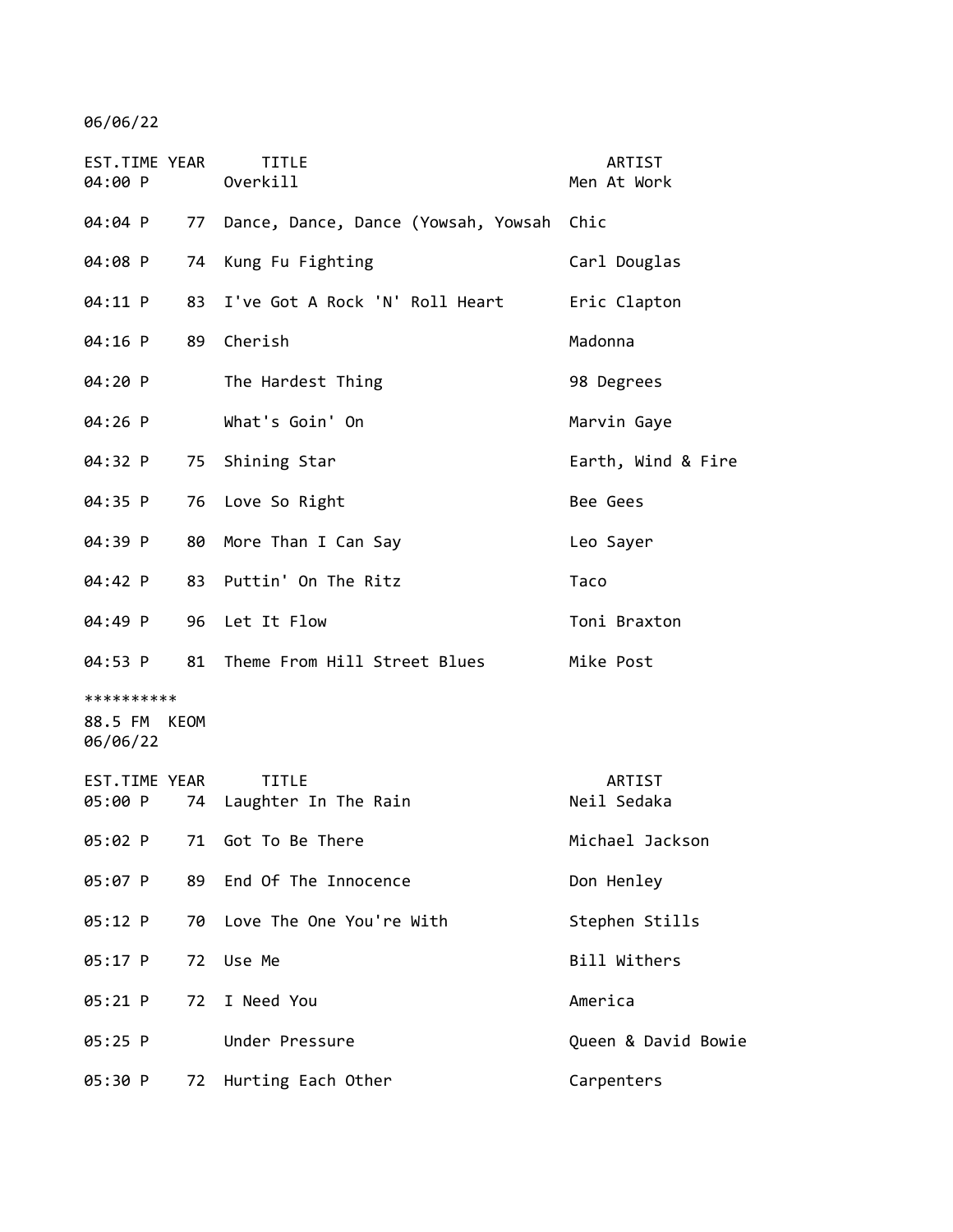06/06/22

| EST.TIME | YEAR | TITLE | ARTIST |
|---|---|---|---|
| 04:00 P | | Overkill | Men At Work |
| 04:04 P | 77 | Dance, Dance, Dance (Yowsah, Yowsah | Chic |
| 04:08 P | 74 | Kung Fu Fighting | Carl Douglas |
| 04:11 P | 83 | I've Got A Rock 'N' Roll Heart | Eric Clapton |
| 04:16 P | 89 | Cherish | Madonna |
| 04:20 P | | The Hardest Thing | 98 Degrees |
| 04:26 P | | What's Goin' On | Marvin Gaye |
| 04:32 P | 75 | Shining Star | Earth, Wind & Fire |
| 04:35 P | 76 | Love So Right | Bee Gees |
| 04:39 P | 80 | More Than I Can Say | Leo Sayer |
| 04:42 P | 83 | Puttin' On The Ritz | Taco |
| 04:49 P | 96 | Let It Flow | Toni Braxton |
| 04:53 P | 81 | Theme From Hill Street Blues | Mike Post |

**********

88.5 FM KEOM
06/06/22

| EST.TIME | YEAR | TITLE | ARTIST |
|---|---|---|---|
| 05:00 P | 74 | Laughter In The Rain | Neil Sedaka |
| 05:02 P | 71 | Got To Be There | Michael Jackson |
| 05:07 P | 89 | End Of The Innocence | Don Henley |
| 05:12 P | 70 | Love The One You're With | Stephen Stills |
| 05:17 P | 72 | Use Me | Bill Withers |
| 05:21 P | 72 | I Need You | America |
| 05:25 P | | Under Pressure | Queen & David Bowie |
| 05:30 P | 72 | Hurting Each Other | Carpenters |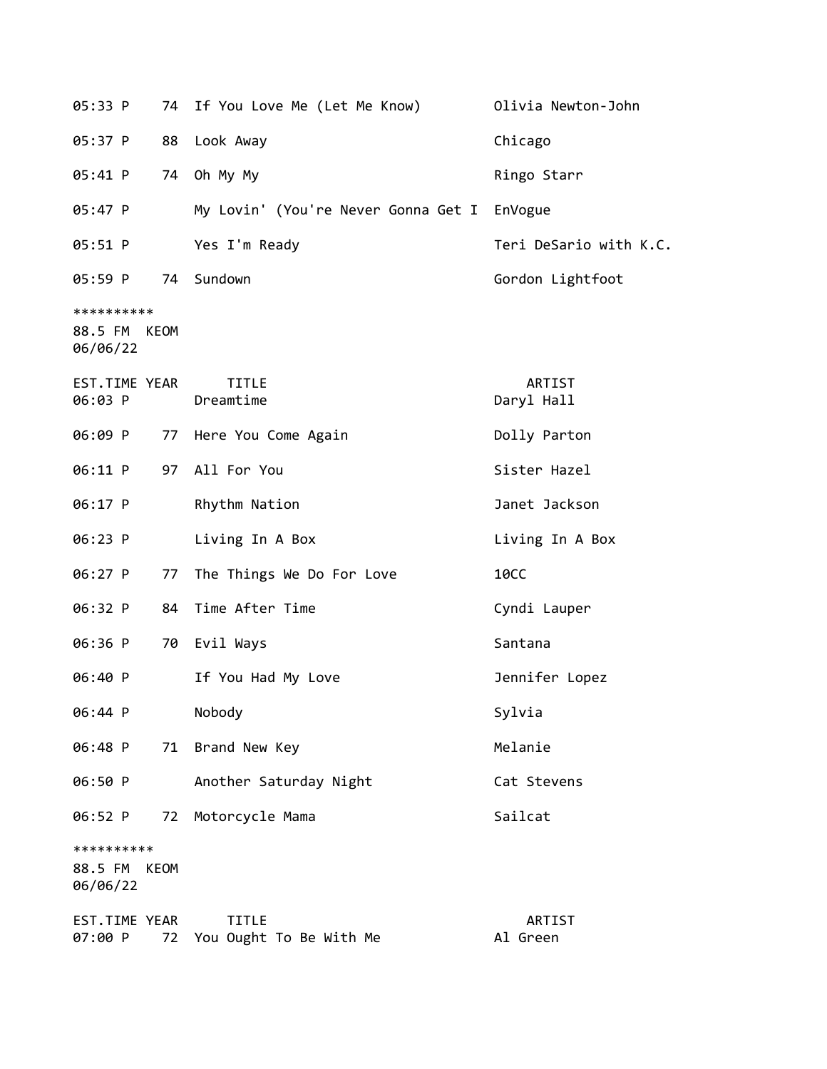| EST.TIME | YEAR | TITLE | ARTIST |
|---|---|---|---|
| 05:33 P | 74 | If You Love Me (Let Me Know) | Olivia Newton-John |
| 05:37 P | 88 | Look Away | Chicago |
| 05:41 P | 74 | Oh My My | Ringo Starr |
| 05:47 P | | My Lovin' (You're Never Gonna Get I | EnVogue |
| 05:51 P | | Yes I'm Ready | Teri DeSario with K.C. |
| 05:59 P | 74 | Sundown | Gordon Lightfoot |

**********
88.5 FM KEOM
06/06/22

| EST.TIME | YEAR | TITLE | ARTIST |
|---|---|---|---|
| 06:03 P | | Dreamtime | Daryl Hall |
| 06:09 P | 77 | Here You Come Again | Dolly Parton |
| 06:11 P | 97 | All For You | Sister Hazel |
| 06:17 P | | Rhythm Nation | Janet Jackson |
| 06:23 P | | Living In A Box | Living In A Box |
| 06:27 P | 77 | The Things We Do For Love | 10CC |
| 06:32 P | 84 | Time After Time | Cyndi Lauper |
| 06:36 P | 70 | Evil Ways | Santana |
| 06:40 P | | If You Had My Love | Jennifer Lopez |
| 06:44 P | | Nobody | Sylvia |
| 06:48 P | 71 | Brand New Key | Melanie |
| 06:50 P | | Another Saturday Night | Cat Stevens |
| 06:52 P | 72 | Motorcycle Mama | Sailcat |

**********
88.5 FM KEOM
06/06/22

| EST.TIME | YEAR | TITLE | ARTIST |
|---|---|---|---|
| 07:00 P | 72 | You Ought To Be With Me | Al Green |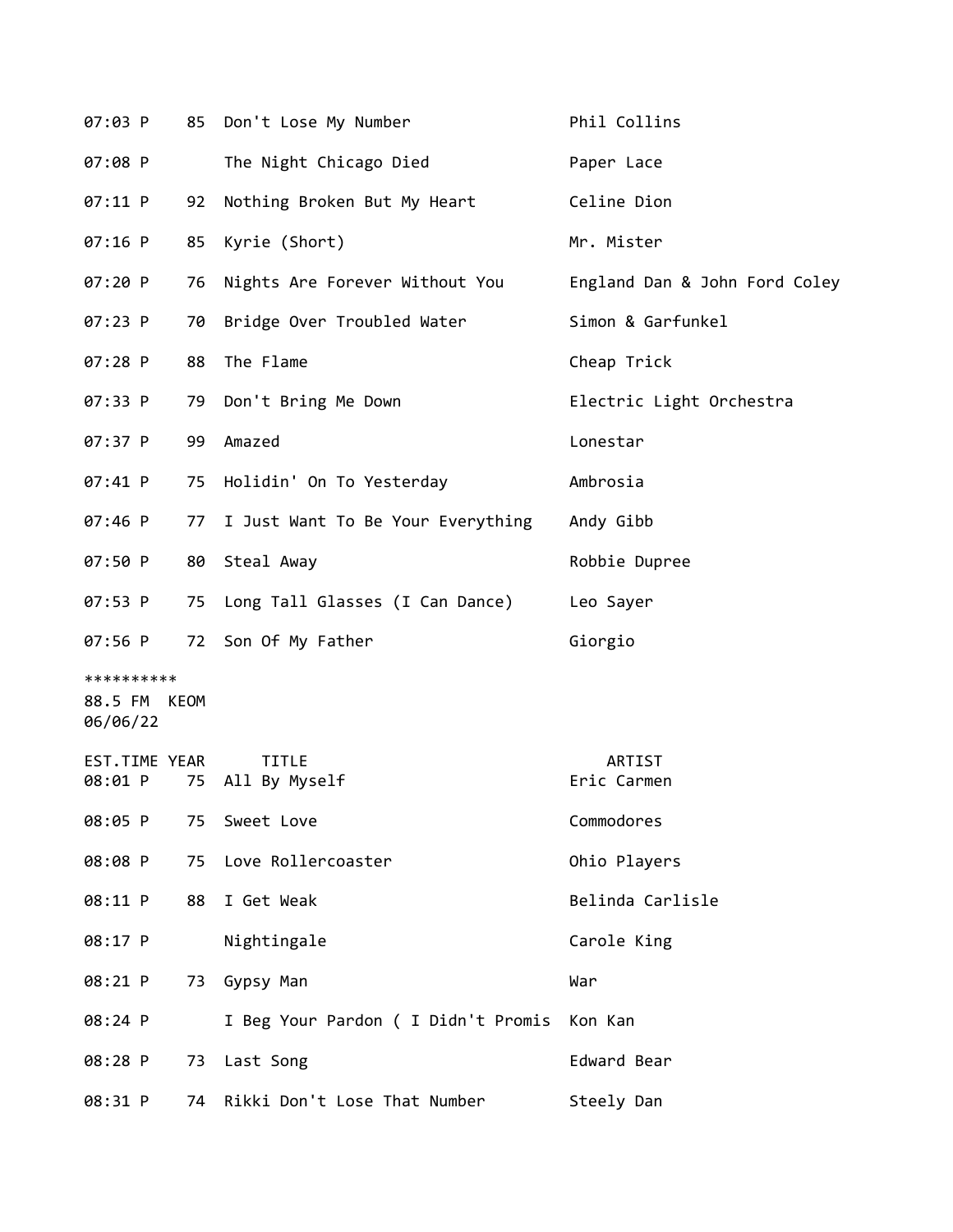| EST.TIME | YEAR | TITLE | ARTIST |
|---|---|---|---|
| 07:03 P | 85 | Don't Lose My Number | Phil Collins |
| 07:08 P | | The Night Chicago Died | Paper Lace |
| 07:11 P | 92 | Nothing Broken But My Heart | Celine Dion |
| 07:16 P | 85 | Kyrie (Short) | Mr. Mister |
| 07:20 P | 76 | Nights Are Forever Without You | England Dan & John Ford Coley |
| 07:23 P | 70 | Bridge Over Troubled Water | Simon & Garfunkel |
| 07:28 P | 88 | The Flame | Cheap Trick |
| 07:33 P | 79 | Don't Bring Me Down | Electric Light Orchestra |
| 07:37 P | 99 | Amazed | Lonestar |
| 07:41 P | 75 | Holidin' On To Yesterday | Ambrosia |
| 07:46 P | 77 | I Just Want To Be Your Everything | Andy Gibb |
| 07:50 P | 80 | Steal Away | Robbie Dupree |
| 07:53 P | 75 | Long Tall Glasses (I Can Dance) | Leo Sayer |
| 07:56 P | 72 | Son Of My Father | Giorgio |

**********

88.5 FM KEOM

06/06/22

| EST.TIME | YEAR | TITLE | ARTIST |
|---|---|---|---|
| 08:01 P | 75 | All By Myself | Eric Carmen |
| 08:05 P | 75 | Sweet Love | Commodores |
| 08:08 P | 75 | Love Rollercoaster | Ohio Players |
| 08:11 P | 88 | I Get Weak | Belinda Carlisle |
| 08:17 P | | Nightingale | Carole King |
| 08:21 P | 73 | Gypsy Man | War |
| 08:24 P | | I Beg Your Pardon ( I Didn't Promis | Kon Kan |
| 08:28 P | 73 | Last Song | Edward Bear |
| 08:31 P | 74 | Rikki Don't Lose That Number | Steely Dan |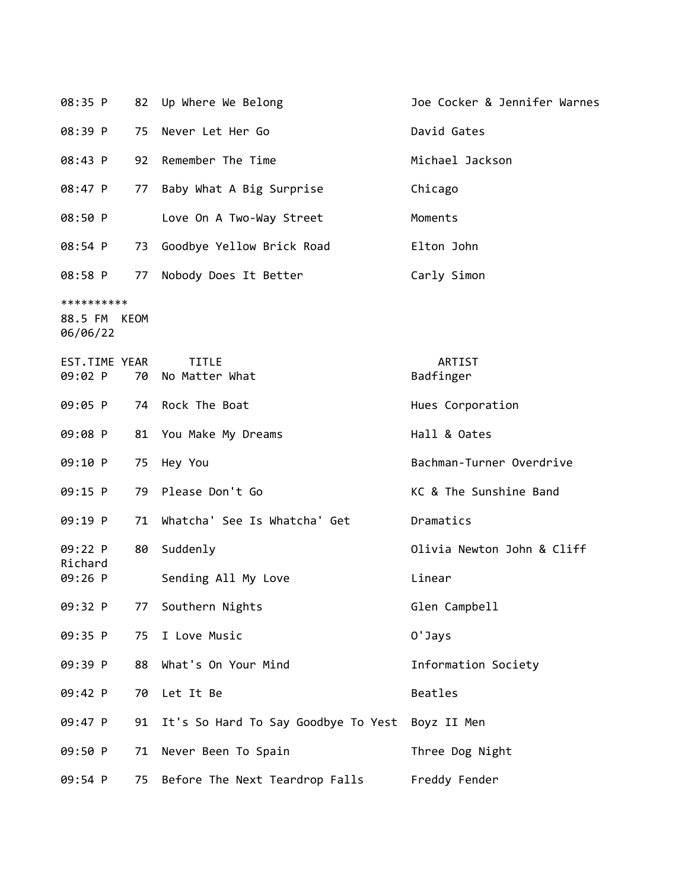| EST.TIME | YEAR | TITLE | ARTIST |
|---|---|---|---|
| 08:35 P | 82 | Up Where We Belong | Joe Cocker & Jennifer Warnes |
| 08:39 P | 75 | Never Let Her Go | David Gates |
| 08:43 P | 92 | Remember The Time | Michael Jackson |
| 08:47 P | 77 | Baby What A Big Surprise | Chicago |
| 08:50 P | | Love On A Two-Way Street | Moments |
| 08:54 P | 73 | Goodbye Yellow Brick Road | Elton John |
| 08:58 P | 77 | Nobody Does It Better | Carly Simon |

**********
88.5 FM KEOM
06/06/22

| EST.TIME | YEAR | TITLE | ARTIST |
|---|---|---|---|
| 09:02 P | 70 | No Matter What | Badfinger |
| 09:05 P | 74 | Rock The Boat | Hues Corporation |
| 09:08 P | 81 | You Make My Dreams | Hall & Oates |
| 09:10 P | 75 | Hey You | Bachman-Turner Overdrive |
| 09:15 P | 79 | Please Don't Go | KC & The Sunshine Band |
| 09:19 P | 71 | Whatcha' See Is Whatcha' Get | Dramatics |
| 09:22 P | 80 | Suddenly | Olivia Newton John & Cliff Richard |
| 09:26 P | | Sending All My Love | Linear |
| 09:32 P | 77 | Southern Nights | Glen Campbell |
| 09:35 P | 75 | I Love Music | O'Jays |
| 09:39 P | 88 | What's On Your Mind | Information Society |
| 09:42 P | 70 | Let It Be | Beatles |
| 09:47 P | 91 | It's So Hard To Say Goodbye To Yest | Boyz II Men |
| 09:50 P | 71 | Never Been To Spain | Three Dog Night |
| 09:54 P | 75 | Before The Next Teardrop Falls | Freddy Fender |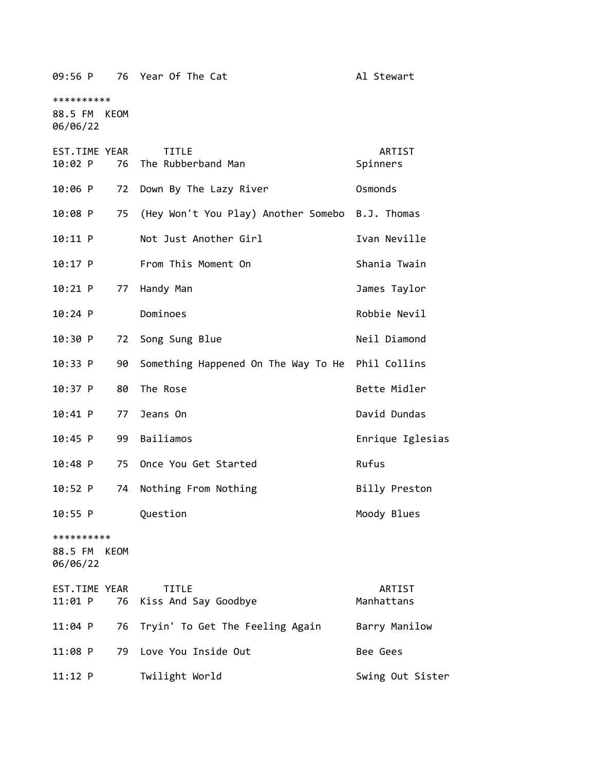09:56 P    76  Year Of The Cat    Al Stewart

**********
88.5 FM  KEOM
06/06/22

| EST.TIME | YEAR | TITLE | ARTIST |
|---|---|---|---|
| 10:02 P | 76 | The Rubberband Man | Spinners |
| 10:06 P | 72 | Down By The Lazy River | Osmonds |
| 10:08 P | 75 | (Hey Won't You Play) Another Somebo | B.J. Thomas |
| 10:11 P | | Not Just Another Girl | Ivan Neville |
| 10:17 P | | From This Moment On | Shania Twain |
| 10:21 P | 77 | Handy Man | James Taylor |
| 10:24 P | | Dominoes | Robbie Nevil |
| 10:30 P | 72 | Song Sung Blue | Neil Diamond |
| 10:33 P | 90 | Something Happened On The Way To He | Phil Collins |
| 10:37 P | 80 | The Rose | Bette Midler |
| 10:41 P | 77 | Jeans On | David Dundas |
| 10:45 P | 99 | Bailiamos | Enrique Iglesias |
| 10:48 P | 75 | Once You Get Started | Rufus |
| 10:52 P | 74 | Nothing From Nothing | Billy Preston |
| 10:55 P | | Question | Moody Blues |

**********
88.5 FM  KEOM
06/06/22

| EST.TIME | YEAR | TITLE | ARTIST |
|---|---|---|---|
| 11:01 P | 76 | Kiss And Say Goodbye | Manhattans |
| 11:04 P | 76 | Tryin' To Get The Feeling Again | Barry Manilow |
| 11:08 P | 79 | Love You Inside Out | Bee Gees |
| 11:12 P | | Twilight World | Swing Out Sister |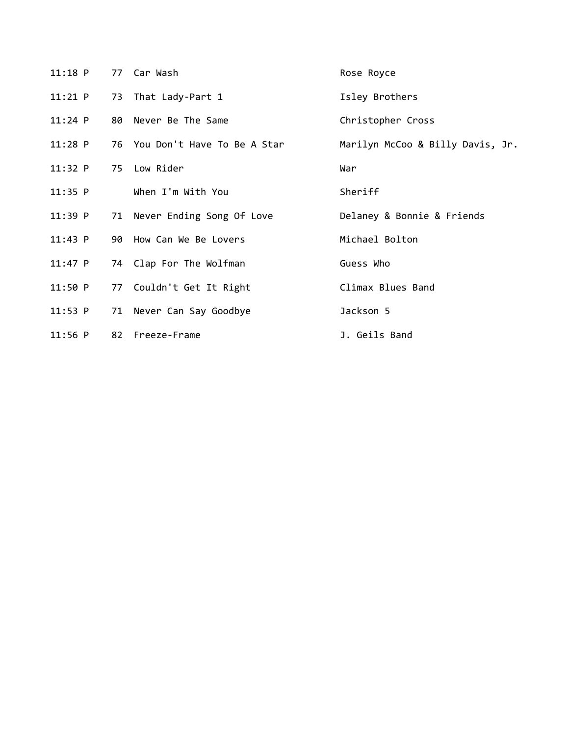| | | | |
|---|---|---|---|
| 11:18 P | 77 | Car Wash | Rose Royce |
| 11:21 P | 73 | That Lady-Part 1 | Isley Brothers |
| 11:24 P | 80 | Never Be The Same | Christopher Cross |
| 11:28 P | 76 | You Don't Have To Be A Star | Marilyn McCoo & Billy Davis, Jr. |
| 11:32 P | 75 | Low Rider | War |
| 11:35 P | | When I'm With You | Sheriff |
| 11:39 P | 71 | Never Ending Song Of Love | Delaney & Bonnie & Friends |
| 11:43 P | 90 | How Can We Be Lovers | Michael Bolton |
| 11:47 P | 74 | Clap For The Wolfman | Guess Who |
| 11:50 P | 77 | Couldn't Get It Right | Climax Blues Band |
| 11:53 P | 71 | Never Can Say Goodbye | Jackson 5 |
| 11:56 P | 82 | Freeze-Frame | J. Geils Band |